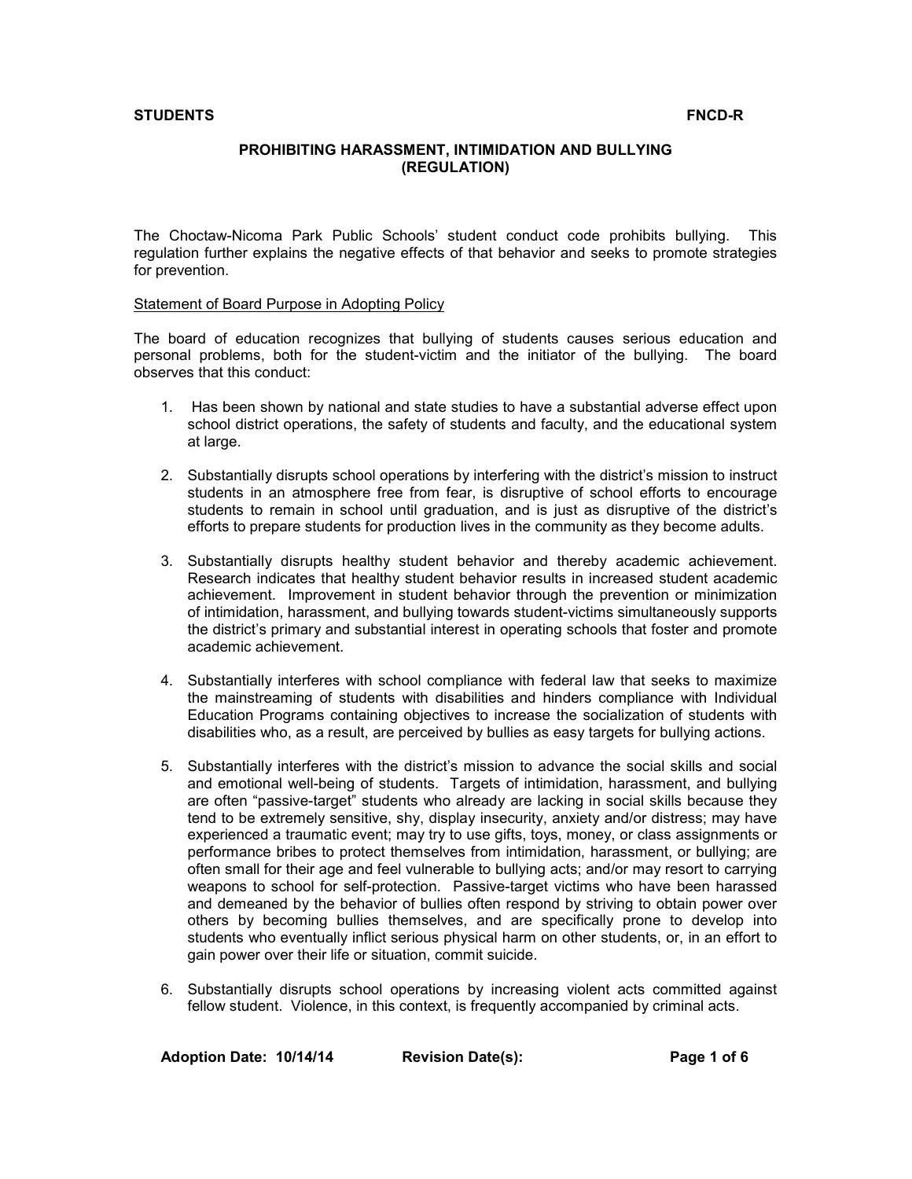**STUDENTS** **FNCD-R**

## PROHIBITING HARASSMENT, INTIMIDATION AND BULLYING (REGULATION)

The Choctaw-Nicoma Park Public Schools' student conduct code prohibits bullying. This regulation further explains the negative effects of that behavior and seeks to promote strategies for prevention.

### Statement of Board Purpose in Adopting Policy

The board of education recognizes that bullying of students causes serious education and personal problems, both for the student-victim and the initiator of the bullying. The board observes that this conduct:

1. Has been shown by national and state studies to have a substantial adverse effect upon school district operations, the safety of students and faculty, and the educational system at large.

2. Substantially disrupts school operations by interfering with the district's mission to instruct students in an atmosphere free from fear, is disruptive of school efforts to encourage students to remain in school until graduation, and is just as disruptive of the district's efforts to prepare students for production lives in the community as they become adults.

3. Substantially disrupts healthy student behavior and thereby academic achievement. Research indicates that healthy student behavior results in increased student academic achievement. Improvement in student behavior through the prevention or minimization of intimidation, harassment, and bullying towards student-victims simultaneously supports the district's primary and substantial interest in operating schools that foster and promote academic achievement.

4. Substantially interferes with school compliance with federal law that seeks to maximize the mainstreaming of students with disabilities and hinders compliance with Individual Education Programs containing objectives to increase the socialization of students with disabilities who, as a result, are perceived by bullies as easy targets for bullying actions.

5. Substantially interferes with the district's mission to advance the social skills and social and emotional well-being of students. Targets of intimidation, harassment, and bullying are often "passive-target" students who already are lacking in social skills because they tend to be extremely sensitive, shy, display insecurity, anxiety and/or distress; may have experienced a traumatic event; may try to use gifts, toys, money, or class assignments or performance bribes to protect themselves from intimidation, harassment, or bullying; are often small for their age and feel vulnerable to bullying acts; and/or may resort to carrying weapons to school for self-protection. Passive-target victims who have been harassed and demeaned by the behavior of bullies often respond by striving to obtain power over others by becoming bullies themselves, and are specifically prone to develop into students who eventually inflict serious physical harm on other students, or, in an effort to gain power over their life or situation, commit suicide.

6. Substantially disrupts school operations by increasing violent acts committed against fellow student. Violence, in this context, is frequently accompanied by criminal acts.

**Adoption Date: 10/14/14** **Revision Date(s):**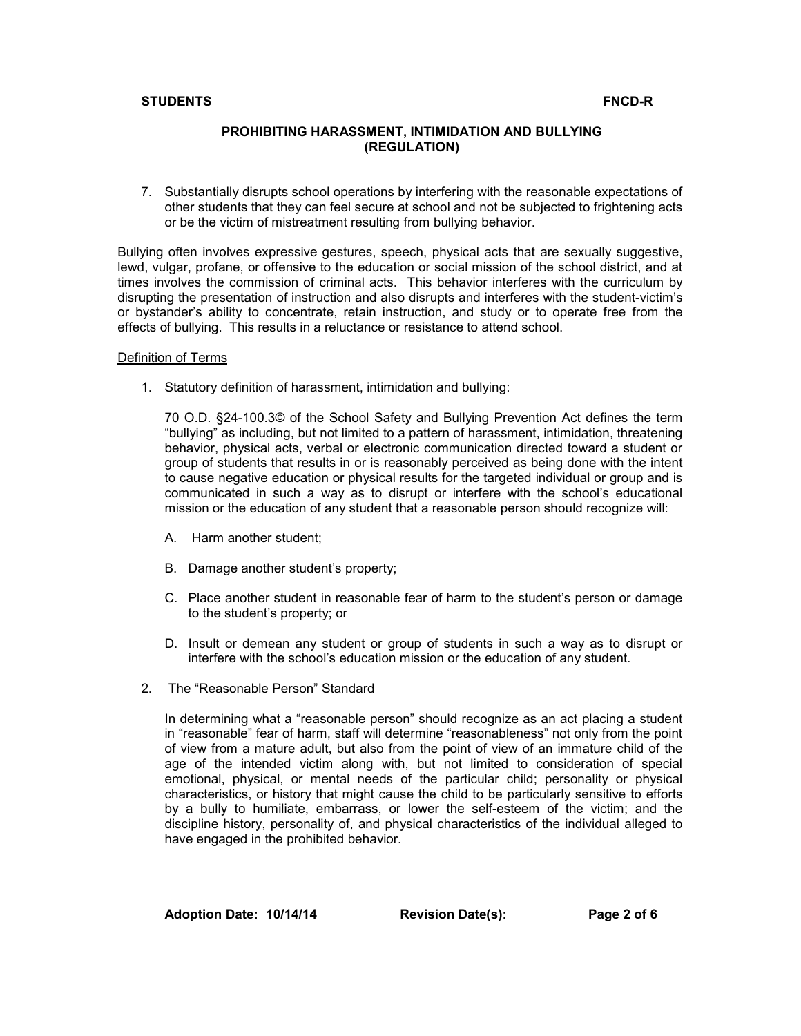7. Substantially disrupts school operations by interfering with the reasonable expectations of other students that they can feel secure at school and not be subjected to frightening acts or be the victim of mistreatment resulting from bullying behavior.

Bullying often involves expressive gestures, speech, physical acts that are sexually suggestive, lewd, vulgar, profane, or offensive to the education or social mission of the school district, and at times involves the commission of criminal acts. This behavior interferes with the curriculum by disrupting the presentation of instruction and also disrupts and interferes with the student-victim's or bystander's ability to concentrate, retain instruction, and study or to operate free from the effects of bullying. This results in a reluctance or resistance to attend school.

Definition of Terms

1. Statutory definition of harassment, intimidation and bullying:

   70 O.D. §24-100.3© of the School Safety and Bullying Prevention Act defines the term "bullying" as including, but not limited to a pattern of harassment, intimidation, threatening behavior, physical acts, verbal or electronic communication directed toward a student or group of students that results in or is reasonably perceived as being done with the intent to cause negative education or physical results for the targeted individual or group and is communicated in such a way as to disrupt or interfere with the school's educational mission or the education of any student that a reasonable person should recognize will:

   A. Harm another student;

   B. Damage another student's property;

   C. Place another student in reasonable fear of harm to the student's person or damage to the student's property; or

   D. Insult or demean any student or group of students in such a way as to disrupt or interfere with the school's education mission or the education of any student.

2. The "Reasonable Person" Standard

   In determining what a "reasonable person" should recognize as an act placing a student in "reasonable" fear of harm, staff will determine "reasonableness" not only from the point of view from a mature adult, but also from the point of view of an immature child of the age of the intended victim along with, but not limited to consideration of special emotional, physical, or mental needs of the particular child; personality or physical characteristics, or history that might cause the child to be particularly sensitive to efforts by a bully to humiliate, embarrass, or lower the self-esteem of the victim; and the discipline history, personality of, and physical characteristics of the individual alleged to have engaged in the prohibited behavior.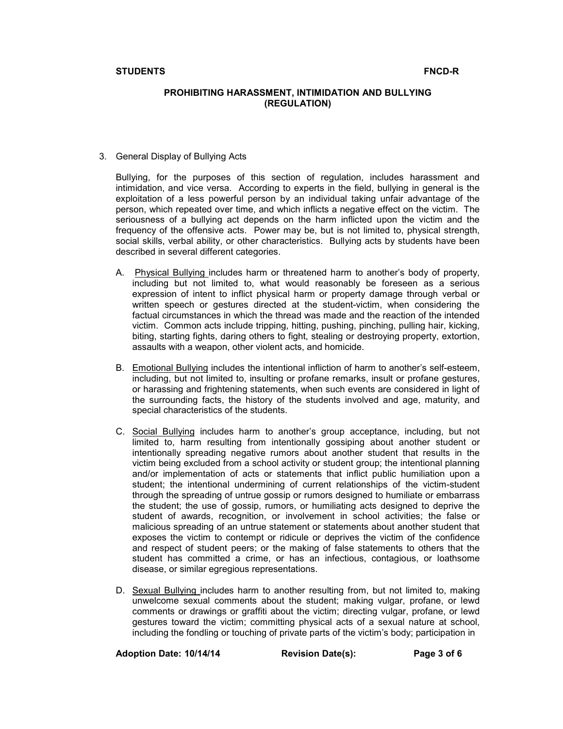3. General Display of Bullying Acts

   Bullying, for the purposes of this section of regulation, includes harassment and intimidation, and vice versa. According to experts in the field, bullying in general is the exploitation of a less powerful person by an individual taking unfair advantage of the person, which repeated over time, and which inflicts a negative effect on the victim. The seriousness of a bullying act depends on the harm inflicted upon the victim and the frequency of the offensive acts. Power may be, but is not limited to, physical strength, social skills, verbal ability, or other characteristics. Bullying acts by students have been described in several different categories.

   A. Physical Bullying includes harm or threatened harm to another's body of property, including but not limited to, what would reasonably be foreseen as a serious expression of intent to inflict physical harm or property damage through verbal or written speech or gestures directed at the student-victim, when considering the factual circumstances in which the thread was made and the reaction of the intended victim. Common acts include tripping, hitting, pushing, pinching, pulling hair, kicking, biting, starting fights, daring others to fight, stealing or destroying property, extortion, assaults with a weapon, other violent acts, and homicide.

   B. Emotional Bullying includes the intentional infliction of harm to another's self-esteem, including, but not limited to, insulting or profane remarks, insult or profane gestures, or harassing and frightening statements, when such events are considered in light of the surrounding facts, the history of the students involved and age, maturity, and special characteristics of the students.

   C. Social Bullying includes harm to another's group acceptance, including, but not limited to, harm resulting from intentionally gossiping about another student or intentionally spreading negative rumors about another student that results in the victim being excluded from a school activity or student group; the intentional planning and/or implementation of acts or statements that inflict public humiliation upon a student; the intentional undermining of current relationships of the victim-student through the spreading of untrue gossip or rumors designed to humiliate or embarrass the student; the use of gossip, rumors, or humiliating acts designed to deprive the student of awards, recognition, or involvement in school activities; the false or malicious spreading of an untrue statement or statements about another student that exposes the victim to contempt or ridicule or deprives the victim of the confidence and respect of student peers; or the making of false statements to others that the student has committed a crime, or has an infectious, contagious, or loathsome disease, or similar egregious representations.

   D. Sexual Bullying includes harm to another resulting from, but not limited to, making unwelcome sexual comments about the student; making vulgar, profane, or lewd comments or drawings or graffiti about the victim; directing vulgar, profane, or lewd gestures toward the victim; committing physical acts of a sexual nature at school, including the fondling or touching of private parts of the victim's body; participation in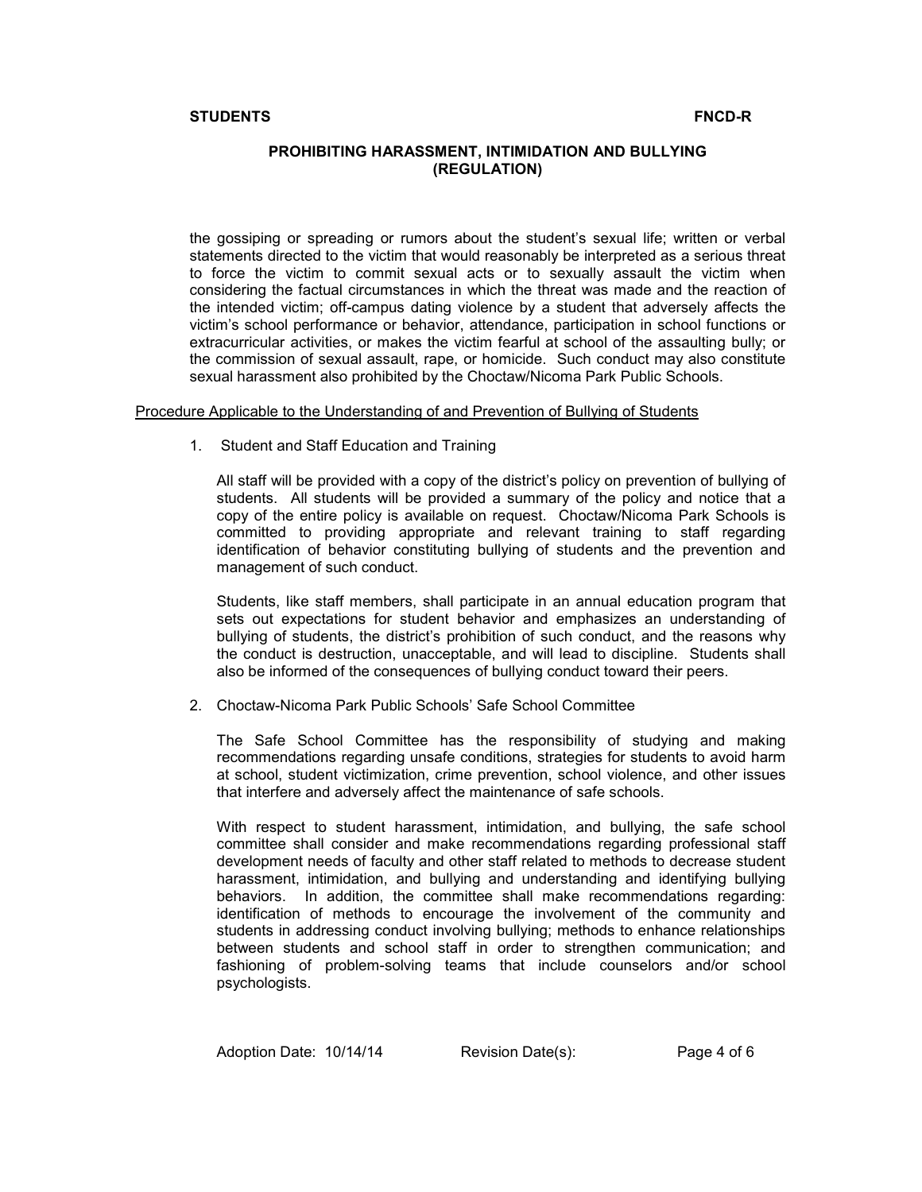the gossiping or spreading or rumors about the student's sexual life; written or verbal statements directed to the victim that would reasonably be interpreted as a serious threat to force the victim to commit sexual acts or to sexually assault the victim when considering the factual circumstances in which the threat was made and the reaction of the intended victim; off-campus dating violence by a student that adversely affects the victim's school performance or behavior, attendance, participation in school functions or extracurricular activities, or makes the victim fearful at school of the assaulting bully; or the commission of sexual assault, rape, or homicide. Such conduct may also constitute sexual harassment also prohibited by the Choctaw/Nicoma Park Public Schools.

Procedure Applicable to the Understanding of and Prevention of Bullying of Students

1. Student and Staff Education and Training

   All staff will be provided with a copy of the district's policy on prevention of bullying of students. All students will be provided a summary of the policy and notice that a copy of the entire policy is available on request. Choctaw/Nicoma Park Schools is committed to providing appropriate and relevant training to staff regarding identification of behavior constituting bullying of students and the prevention and management of such conduct.

   Students, like staff members, shall participate in an annual education program that sets out expectations for student behavior and emphasizes an understanding of bullying of students, the district's prohibition of such conduct, and the reasons why the conduct is destruction, unacceptable, and will lead to discipline. Students shall also be informed of the consequences of bullying conduct toward their peers.

2. Choctaw-Nicoma Park Public Schools' Safe School Committee

   The Safe School Committee has the responsibility of studying and making recommendations regarding unsafe conditions, strategies for students to avoid harm at school, student victimization, crime prevention, school violence, and other issues that interfere and adversely affect the maintenance of safe schools.

   With respect to student harassment, intimidation, and bullying, the safe school committee shall consider and make recommendations regarding professional staff development needs of faculty and other staff related to methods to decrease student harassment, intimidation, and bullying and understanding and identifying bullying behaviors. In addition, the committee shall make recommendations regarding: identification of methods to encourage the involvement of the community and students in addressing conduct involving bullying; methods to enhance relationships between students and school staff in order to strengthen communication; and fashioning of problem-solving teams that include counselors and/or school psychologists.

Adoption Date: 10/14/14 Revision Date(s):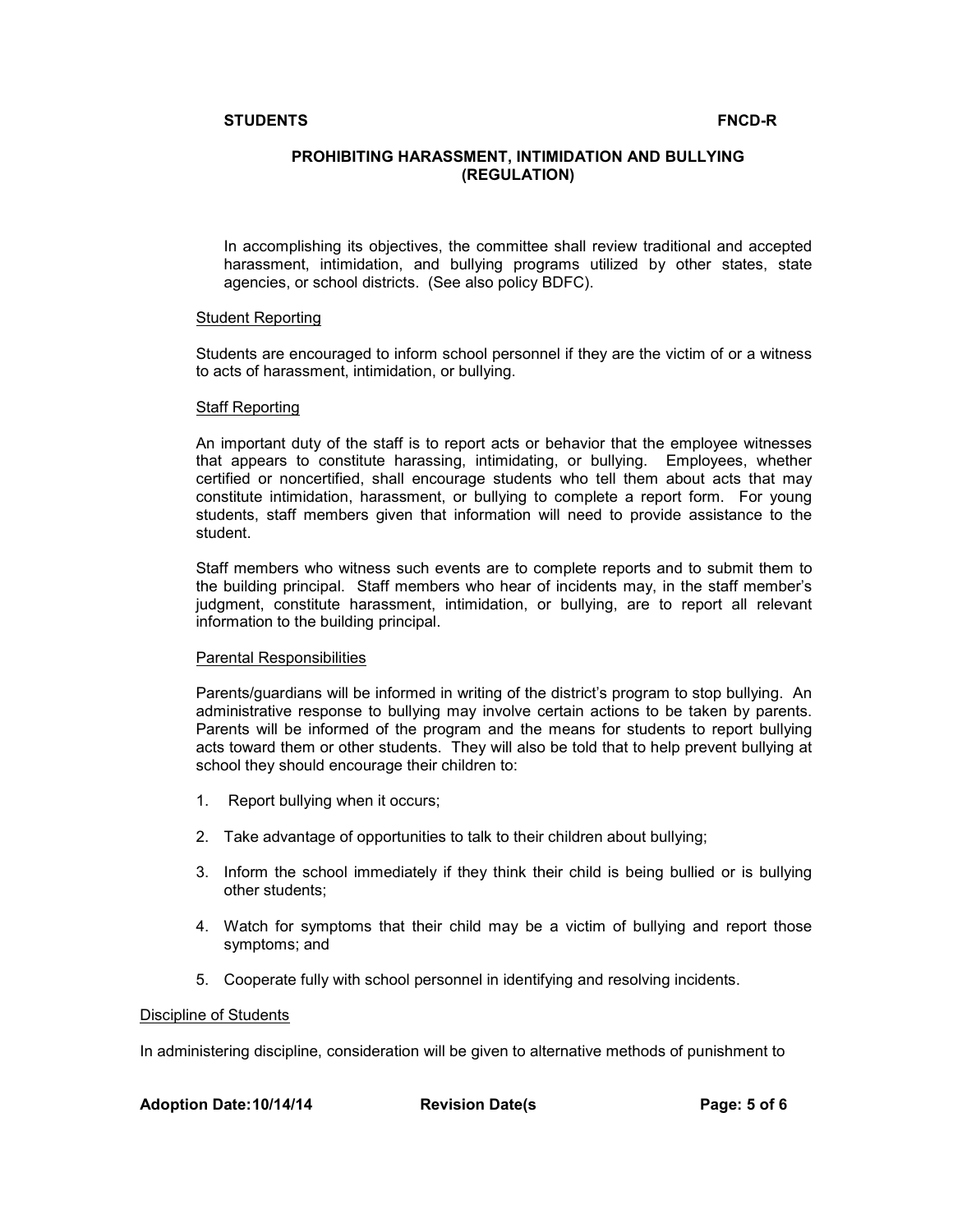In accomplishing its objectives, the committee shall review traditional and accepted harassment, intimidation, and bullying programs utilized by other states, state agencies, or school districts. (See also policy BDFC).

Student Reporting

Students are encouraged to inform school personnel if they are the victim of or a witness to acts of harassment, intimidation, or bullying.

Staff Reporting

An important duty of the staff is to report acts or behavior that the employee witnesses that appears to constitute harassing, intimidating, or bullying. Employees, whether certified or noncertified, shall encourage students who tell them about acts that may constitute intimidation, harassment, or bullying to complete a report form. For young students, staff members given that information will need to provide assistance to the student.

Staff members who witness such events are to complete reports and to submit them to the building principal. Staff members who hear of incidents may, in the staff member's judgment, constitute harassment, intimidation, or bullying, are to report all relevant information to the building principal.

Parental Responsibilities

Parents/guardians will be informed in writing of the district's program to stop bullying. An administrative response to bullying may involve certain actions to be taken by parents. Parents will be informed of the program and the means for students to report bullying acts toward them or other students. They will also be told that to help prevent bullying at school they should encourage their children to:

1. Report bullying when it occurs;
2. Take advantage of opportunities to talk to their children about bullying;
3. Inform the school immediately if they think their child is being bullied or is bullying other students;
4. Watch for symptoms that their child may be a victim of bullying and report those symptoms; and
5. Cooperate fully with school personnel in identifying and resolving incidents.

Discipline of Students

In administering discipline, consideration will be given to alternative methods of punishment to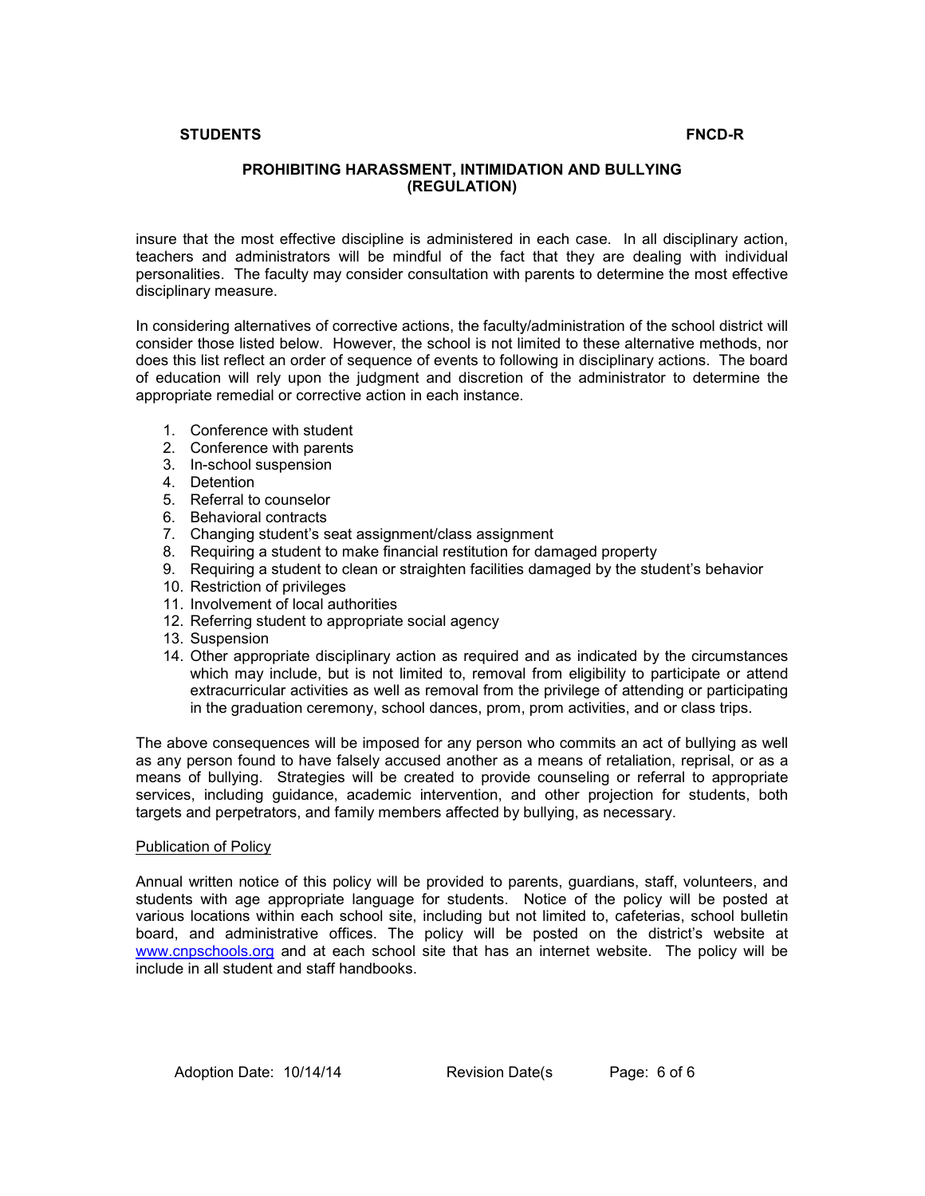insure that the most effective discipline is administered in each case. In all disciplinary action, teachers and administrators will be mindful of the fact that they are dealing with individual personalities. The faculty may consider consultation with parents to determine the most effective disciplinary measure.

In considering alternatives of corrective actions, the faculty/administration of the school district will consider those listed below. However, the school is not limited to these alternative methods, nor does this list reflect an order of sequence of events to following in disciplinary actions. The board of education will rely upon the judgment and discretion of the administrator to determine the appropriate remedial or corrective action in each instance.

1. Conference with student
2. Conference with parents
3. In-school suspension
4. Detention
5. Referral to counselor
6. Behavioral contracts
7. Changing student's seat assignment/class assignment
8. Requiring a student to make financial restitution for damaged property
9. Requiring a student to clean or straighten facilities damaged by the student's behavior
10. Restriction of privileges
11. Involvement of local authorities
12. Referring student to appropriate social agency
13. Suspension
14. Other appropriate disciplinary action as required and as indicated by the circumstances which may include, but is not limited to, removal from eligibility to participate or attend extracurricular activities as well as removal from the privilege of attending or participating in the graduation ceremony, school dances, prom, prom activities, and or class trips.

The above consequences will be imposed for any person who commits an act of bullying as well as any person found to have falsely accused another as a means of retaliation, reprisal, or as a means of bullying. Strategies will be created to provide counseling or referral to appropriate services, including guidance, academic intervention, and other projection for students, both targets and perpetrators, and family members affected by bullying, as necessary.

<u>Publication of Policy</u>

Annual written notice of this policy will be provided to parents, guardians, staff, volunteers, and students with age appropriate language for students. Notice of the policy will be posted at various locations within each school site, including but not limited to, cafeterias, school bulletin board, and administrative offices. The policy will be posted on the district's website at www.cnpschools.org and at each school site that has an internet website. The policy will be include in all student and staff handbooks.

Adoption Date: 10/14/14 Revision Date(s